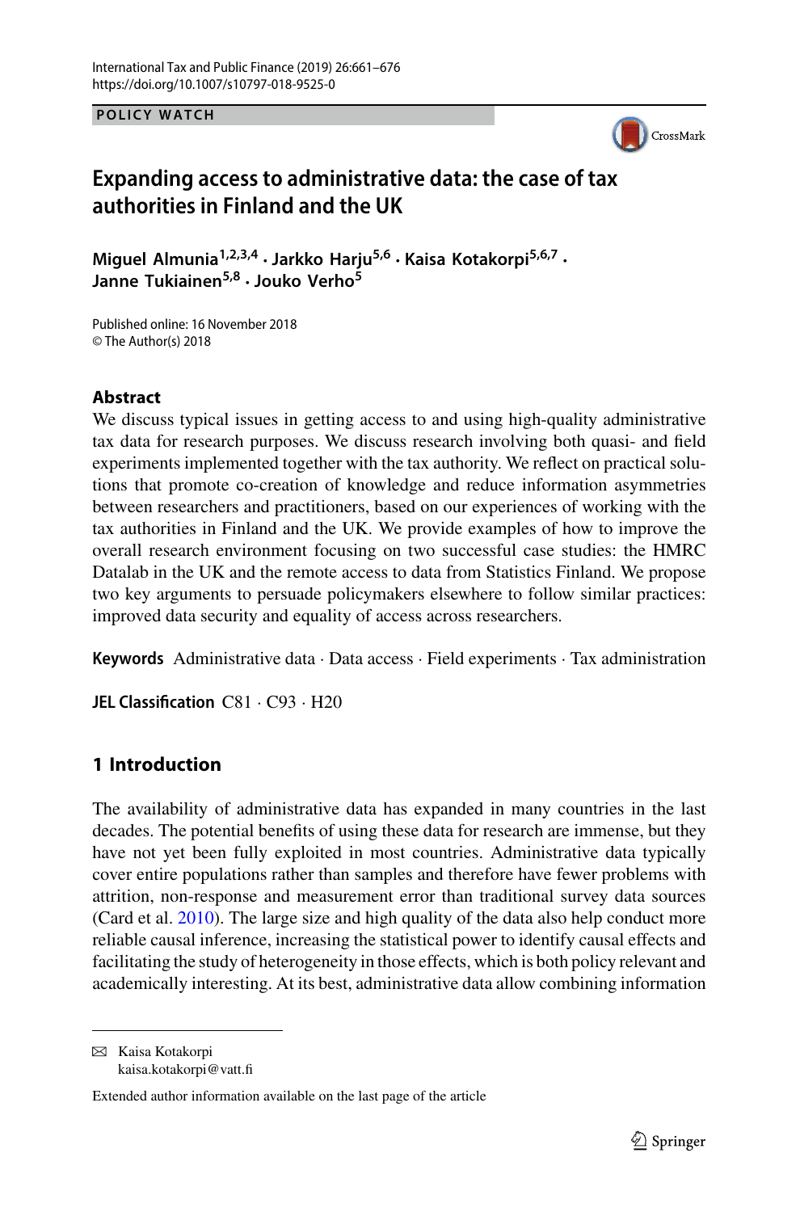POLICY WATCH

# Expanding access to administrative data: the case of tax authorities in Finland and the UK

**Miguel Almunia**[1,2,3,4] · **Jarkko Harju**[5,6] · **Kaisa Kotakorpi**[5,6,7] · **Janne Tukiainen**[5,8] · **Jouko Verho**[5]

Published online: 16 November 2018
© The Author(s) 2018

## Abstract

We discuss typical issues in getting access to and using high-quality administrative tax data for research purposes. We discuss research involving both quasi- and field experiments implemented together with the tax authority. We reflect on practical solutions that promote co-creation of knowledge and reduce information asymmetries between researchers and practitioners, based on our experiences of working with the tax authorities in Finland and the UK. We provide examples of how to improve the overall research environment focusing on two successful case studies: the HMRC Datalab in the UK and the remote access to data from Statistics Finland. We propose two key arguments to persuade policymakers elsewhere to follow similar practices: improved data security and equality of access across researchers.

**Keywords** Administrative data · Data access · Field experiments · Tax administration

**JEL Classification** C81 · C93 · H20

## 1 Introduction

The availability of administrative data has expanded in many countries in the last decades. The potential benefits of using these data for research are immense, but they have not yet been fully exploited in most countries. Administrative data typically cover entire populations rather than samples and therefore have fewer problems with attrition, non-response and measurement error than traditional survey data sources (Card et al. 2010). The large size and high quality of the data also help conduct more reliable causal inference, increasing the statistical power to identify causal effects and facilitating the study of heterogeneity in those effects, which is both policy relevant and academically interesting. At its best, administrative data allow combining information

✉ Kaisa Kotakorpi
kaisa.kotakorpi@vatt.fi

Extended author information available on the last page of the article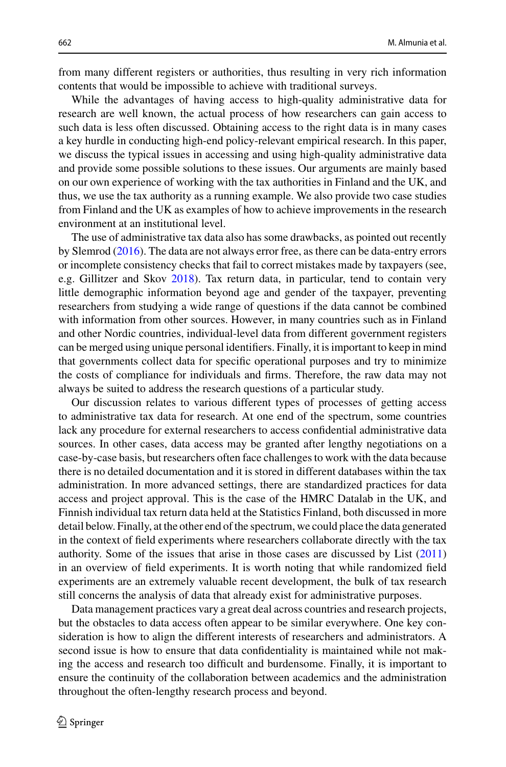from many different registers or authorities, thus resulting in very rich information contents that would be impossible to achieve with traditional surveys.

While the advantages of having access to high-quality administrative data for research are well known, the actual process of how researchers can gain access to such data is less often discussed. Obtaining access to the right data is in many cases a key hurdle in conducting high-end policy-relevant empirical research. In this paper, we discuss the typical issues in accessing and using high-quality administrative data and provide some possible solutions to these issues. Our arguments are mainly based on our own experience of working with the tax authorities in Finland and the UK, and thus, we use the tax authority as a running example. We also provide two case studies from Finland and the UK as examples of how to achieve improvements in the research environment at an institutional level.

The use of administrative tax data also has some drawbacks, as pointed out recently by Slemrod (2016). The data are not always error free, as there can be data-entry errors or incomplete consistency checks that fail to correct mistakes made by taxpayers (see, e.g. Gillitzer and Skov 2018). Tax return data, in particular, tend to contain very little demographic information beyond age and gender of the taxpayer, preventing researchers from studying a wide range of questions if the data cannot be combined with information from other sources. However, in many countries such as in Finland and other Nordic countries, individual-level data from different government registers can be merged using unique personal identifiers. Finally, it is important to keep in mind that governments collect data for specific operational purposes and try to minimize the costs of compliance for individuals and firms. Therefore, the raw data may not always be suited to address the research questions of a particular study.

Our discussion relates to various different types of processes of getting access to administrative tax data for research. At one end of the spectrum, some countries lack any procedure for external researchers to access confidential administrative data sources. In other cases, data access may be granted after lengthy negotiations on a case-by-case basis, but researchers often face challenges to work with the data because there is no detailed documentation and it is stored in different databases within the tax administration. In more advanced settings, there are standardized practices for data access and project approval. This is the case of the HMRC Datalab in the UK, and Finnish individual tax return data held at the Statistics Finland, both discussed in more detail below. Finally, at the other end of the spectrum, we could place the data generated in the context of field experiments where researchers collaborate directly with the tax authority. Some of the issues that arise in those cases are discussed by List (2011) in an overview of field experiments. It is worth noting that while randomized field experiments are an extremely valuable recent development, the bulk of tax research still concerns the analysis of data that already exist for administrative purposes.

Data management practices vary a great deal across countries and research projects, but the obstacles to data access often appear to be similar everywhere. One key consideration is how to align the different interests of researchers and administrators. A second issue is how to ensure that data confidentiality is maintained while not making the access and research too difficult and burdensome. Finally, it is important to ensure the continuity of the collaboration between academics and the administration throughout the often-lengthy research process and beyond.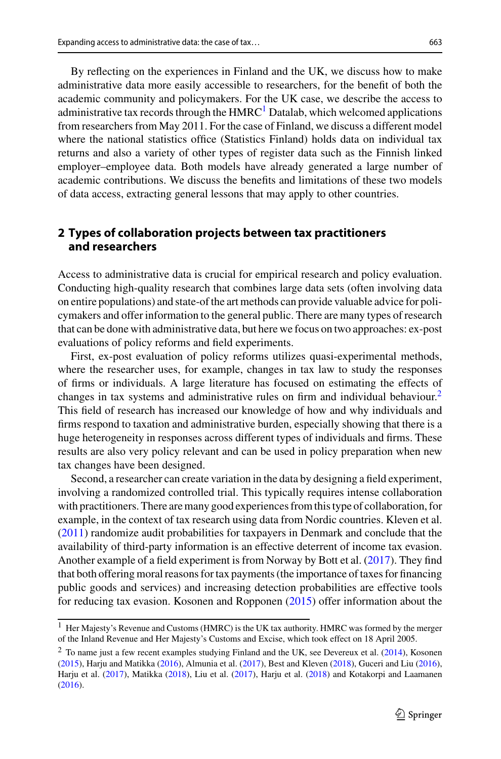By reflecting on the experiences in Finland and the UK, we discuss how to make administrative data more easily accessible to researchers, for the benefit of both the academic community and policymakers. For the UK case, we describe the access to administrative tax records through the HMRC[1] Datalab, which welcomed applications from researchers from May 2011. For the case of Finland, we discuss a different model where the national statistics office (Statistics Finland) holds data on individual tax returns and also a variety of other types of register data such as the Finnish linked employer–employee data. Both models have already generated a large number of academic contributions. We discuss the benefits and limitations of these two models of data access, extracting general lessons that may apply to other countries.

## 2 Types of collaboration projects between tax practitioners and researchers

Access to administrative data is crucial for empirical research and policy evaluation. Conducting high-quality research that combines large data sets (often involving data on entire populations) and state-of the art methods can provide valuable advice for policymakers and offer information to the general public. There are many types of research that can be done with administrative data, but here we focus on two approaches: ex-post evaluations of policy reforms and field experiments.

First, ex-post evaluation of policy reforms utilizes quasi-experimental methods, where the researcher uses, for example, changes in tax law to study the responses of firms or individuals. A large literature has focused on estimating the effects of changes in tax systems and administrative rules on firm and individual behaviour.[2] This field of research has increased our knowledge of how and why individuals and firms respond to taxation and administrative burden, especially showing that there is a huge heterogeneity in responses across different types of individuals and firms. These results are also very policy relevant and can be used in policy preparation when new tax changes have been designed.

Second, a researcher can create variation in the data by designing a field experiment, involving a randomized controlled trial. This typically requires intense collaboration with practitioners. There are many good experiences from this type of collaboration, for example, in the context of tax research using data from Nordic countries. Kleven et al. (2011) randomize audit probabilities for taxpayers in Denmark and conclude that the availability of third-party information is an effective deterrent of income tax evasion. Another example of a field experiment is from Norway by Bott et al. (2017). They find that both offering moral reasons for tax payments (the importance of taxes for financing public goods and services) and increasing detection probabilities are effective tools for reducing tax evasion. Kosonen and Ropponen (2015) offer information about the

---

[1] Her Majesty's Revenue and Customs (HMRC) is the UK tax authority. HMRC was formed by the merger of the Inland Revenue and Her Majesty's Customs and Excise, which took effect on 18 April 2005.

[2] To name just a few recent examples studying Finland and the UK, see Devereux et al. (2014), Kosonen (2015), Harju and Matikka (2016), Almunia et al. (2017), Best and Kleven (2018), Guceri and Liu (2016), Harju et al. (2017), Matikka (2018), Liu et al. (2017), Harju et al. (2018) and Kotakorpi and Laamanen (2016).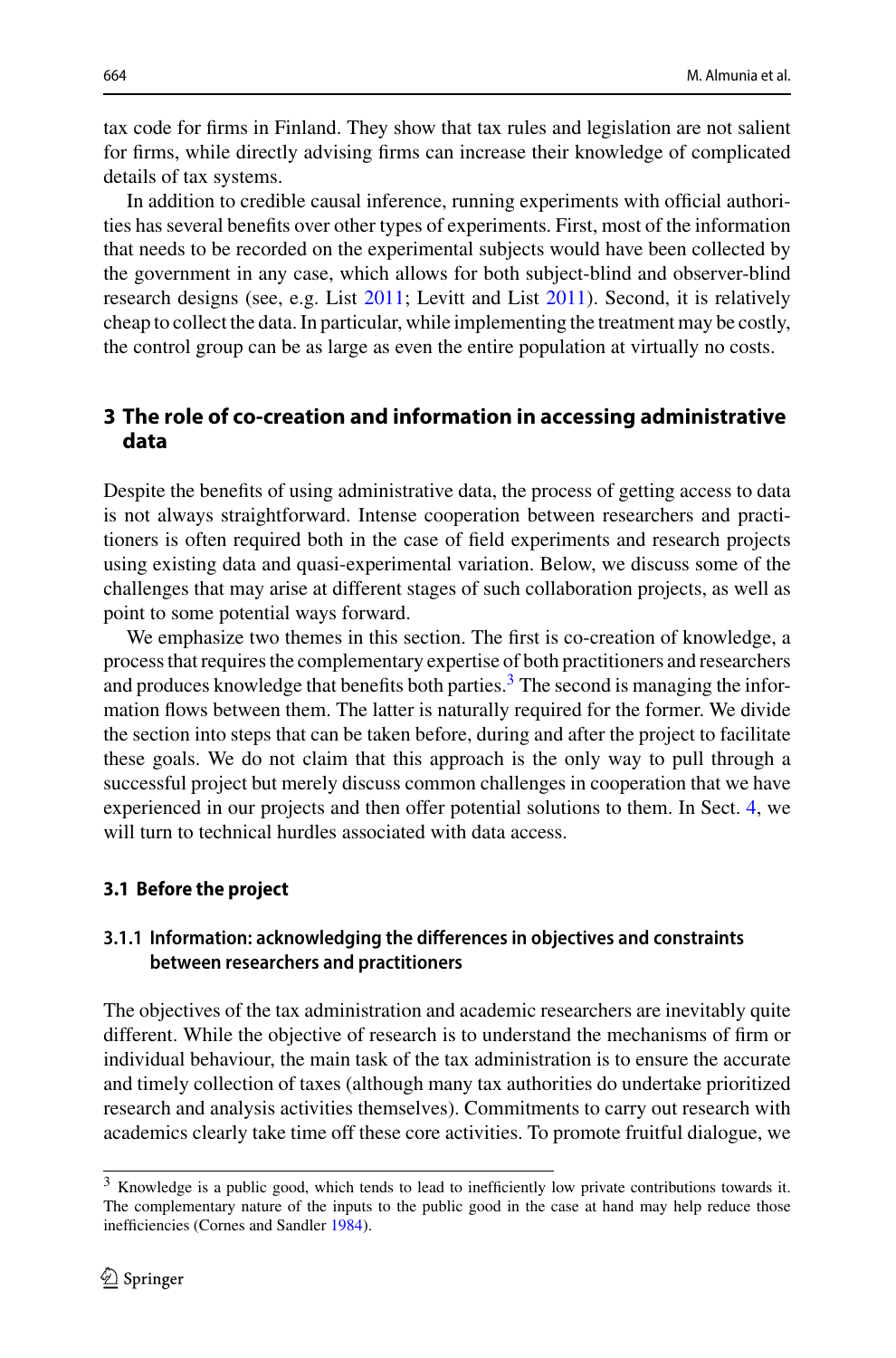tax code for firms in Finland. They show that tax rules and legislation are not salient for firms, while directly advising firms can increase their knowledge of complicated details of tax systems.

In addition to credible causal inference, running experiments with official authorities has several benefits over other types of experiments. First, most of the information that needs to be recorded on the experimental subjects would have been collected by the government in any case, which allows for both subject-blind and observer-blind research designs (see, e.g. List 2011; Levitt and List 2011). Second, it is relatively cheap to collect the data. In particular, while implementing the treatment may be costly, the control group can be as large as even the entire population at virtually no costs.

## 3 The role of co-creation and information in accessing administrative data

Despite the benefits of using administrative data, the process of getting access to data is not always straightforward. Intense cooperation between researchers and practitioners is often required both in the case of field experiments and research projects using existing data and quasi-experimental variation. Below, we discuss some of the challenges that may arise at different stages of such collaboration projects, as well as point to some potential ways forward.

We emphasize two themes in this section. The first is co-creation of knowledge, a process that requires the complementary expertise of both practitioners and researchers and produces knowledge that benefits both parties.[3] The second is managing the information flows between them. The latter is naturally required for the former. We divide the section into steps that can be taken before, during and after the project to facilitate these goals. We do not claim that this approach is the only way to pull through a successful project but merely discuss common challenges in cooperation that we have experienced in our projects and then offer potential solutions to them. In Sect. 4, we will turn to technical hurdles associated with data access.

### 3.1 Before the project

#### 3.1.1 Information: acknowledging the differences in objectives and constraints between researchers and practitioners

The objectives of the tax administration and academic researchers are inevitably quite different. While the objective of research is to understand the mechanisms of firm or individual behaviour, the main task of the tax administration is to ensure the accurate and timely collection of taxes (although many tax authorities do undertake prioritized research and analysis activities themselves). Commitments to carry out research with academics clearly take time off these core activities. To promote fruitful dialogue, we

[3] Knowledge is a public good, which tends to lead to inefficiently low private contributions towards it. The complementary nature of the inputs to the public good in the case at hand may help reduce those inefficiencies (Cornes and Sandler 1984).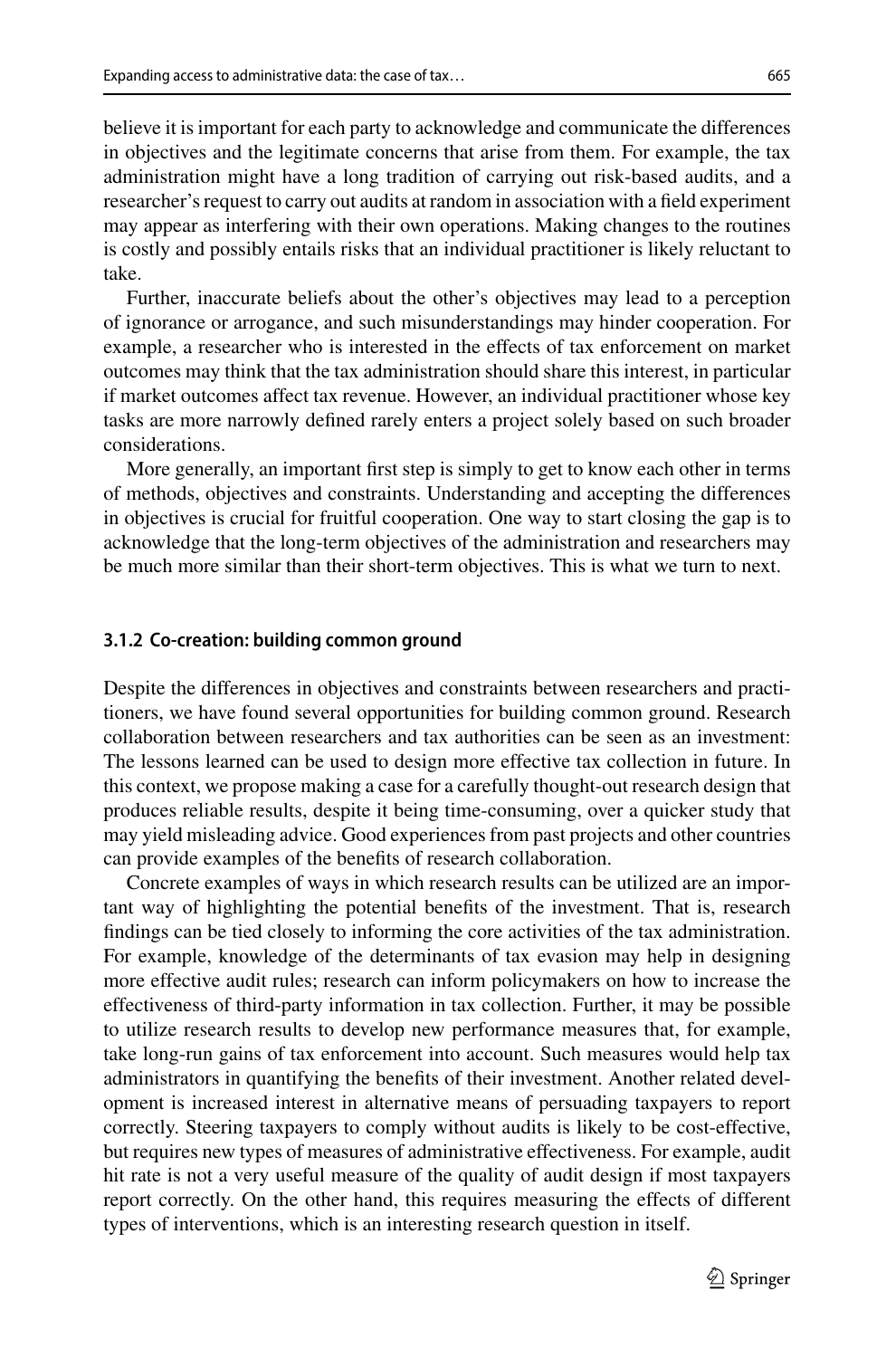believe it is important for each party to acknowledge and communicate the differences in objectives and the legitimate concerns that arise from them. For example, the tax administration might have a long tradition of carrying out risk-based audits, and a researcher's request to carry out audits at random in association with a field experiment may appear as interfering with their own operations. Making changes to the routines is costly and possibly entails risks that an individual practitioner is likely reluctant to take.

Further, inaccurate beliefs about the other's objectives may lead to a perception of ignorance or arrogance, and such misunderstandings may hinder cooperation. For example, a researcher who is interested in the effects of tax enforcement on market outcomes may think that the tax administration should share this interest, in particular if market outcomes affect tax revenue. However, an individual practitioner whose key tasks are more narrowly defined rarely enters a project solely based on such broader considerations.

More generally, an important first step is simply to get to know each other in terms of methods, objectives and constraints. Understanding and accepting the differences in objectives is crucial for fruitful cooperation. One way to start closing the gap is to acknowledge that the long-term objectives of the administration and researchers may be much more similar than their short-term objectives. This is what we turn to next.

#### 3.1.2 Co-creation: building common ground

Despite the differences in objectives and constraints between researchers and practitioners, we have found several opportunities for building common ground. Research collaboration between researchers and tax authorities can be seen as an investment: The lessons learned can be used to design more effective tax collection in future. In this context, we propose making a case for a carefully thought-out research design that produces reliable results, despite it being time-consuming, over a quicker study that may yield misleading advice. Good experiences from past projects and other countries can provide examples of the benefits of research collaboration.

Concrete examples of ways in which research results can be utilized are an important way of highlighting the potential benefits of the investment. That is, research findings can be tied closely to informing the core activities of the tax administration. For example, knowledge of the determinants of tax evasion may help in designing more effective audit rules; research can inform policymakers on how to increase the effectiveness of third-party information in tax collection. Further, it may be possible to utilize research results to develop new performance measures that, for example, take long-run gains of tax enforcement into account. Such measures would help tax administrators in quantifying the benefits of their investment. Another related development is increased interest in alternative means of persuading taxpayers to report correctly. Steering taxpayers to comply without audits is likely to be cost-effective, but requires new types of measures of administrative effectiveness. For example, audit hit rate is not a very useful measure of the quality of audit design if most taxpayers report correctly. On the other hand, this requires measuring the effects of different types of interventions, which is an interesting research question in itself.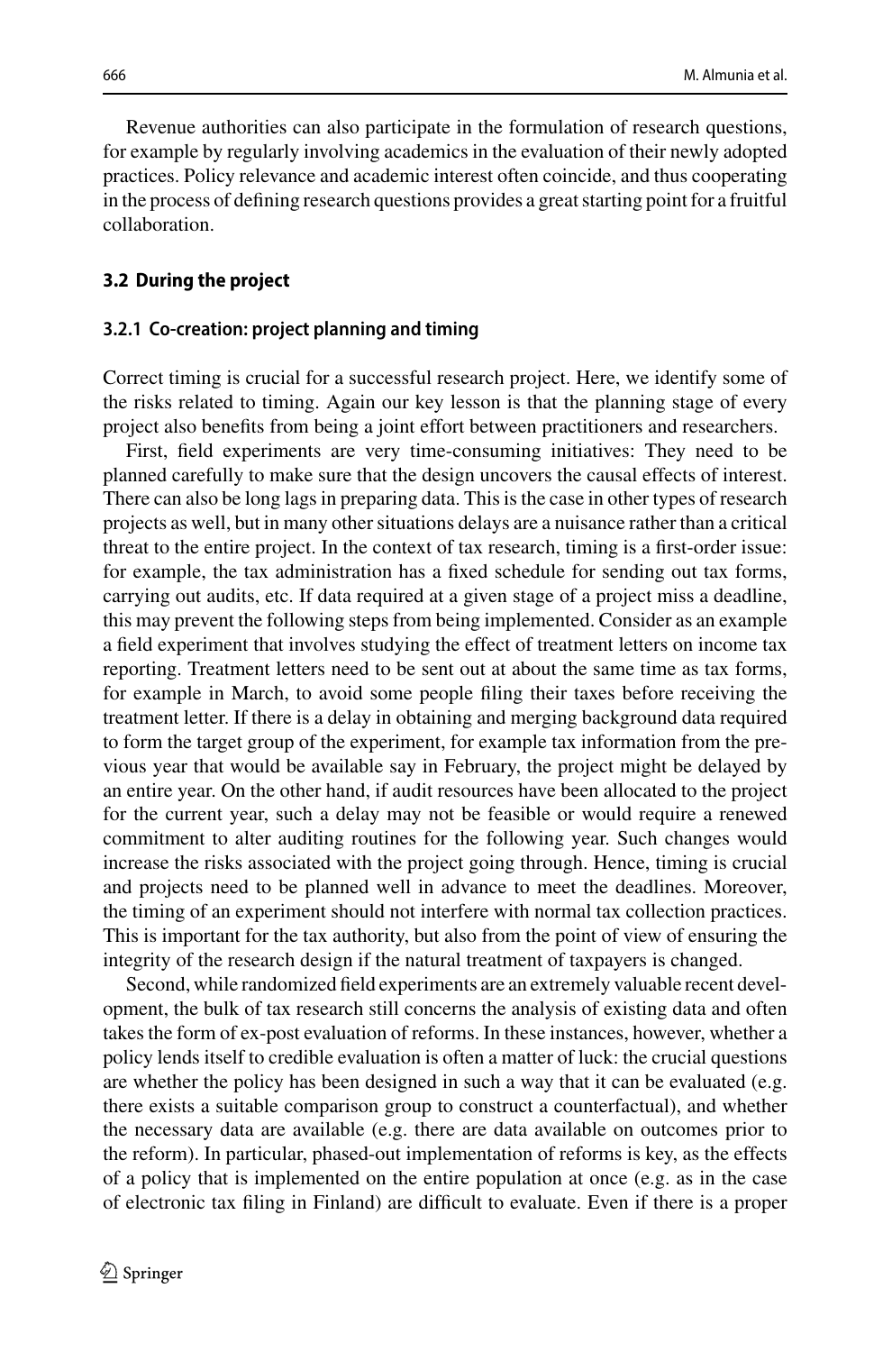Revenue authorities can also participate in the formulation of research questions, for example by regularly involving academics in the evaluation of their newly adopted practices. Policy relevance and academic interest often coincide, and thus cooperating in the process of defining research questions provides a great starting point for a fruitful collaboration.

### 3.2 During the project

#### 3.2.1 Co-creation: project planning and timing

Correct timing is crucial for a successful research project. Here, we identify some of the risks related to timing. Again our key lesson is that the planning stage of every project also benefits from being a joint effort between practitioners and researchers.

First, field experiments are very time-consuming initiatives: They need to be planned carefully to make sure that the design uncovers the causal effects of interest. There can also be long lags in preparing data. This is the case in other types of research projects as well, but in many other situations delays are a nuisance rather than a critical threat to the entire project. In the context of tax research, timing is a first-order issue: for example, the tax administration has a fixed schedule for sending out tax forms, carrying out audits, etc. If data required at a given stage of a project miss a deadline, this may prevent the following steps from being implemented. Consider as an example a field experiment that involves studying the effect of treatment letters on income tax reporting. Treatment letters need to be sent out at about the same time as tax forms, for example in March, to avoid some people filing their taxes before receiving the treatment letter. If there is a delay in obtaining and merging background data required to form the target group of the experiment, for example tax information from the previous year that would be available say in February, the project might be delayed by an entire year. On the other hand, if audit resources have been allocated to the project for the current year, such a delay may not be feasible or would require a renewed commitment to alter auditing routines for the following year. Such changes would increase the risks associated with the project going through. Hence, timing is crucial and projects need to be planned well in advance to meet the deadlines. Moreover, the timing of an experiment should not interfere with normal tax collection practices. This is important for the tax authority, but also from the point of view of ensuring the integrity of the research design if the natural treatment of taxpayers is changed.

Second, while randomized field experiments are an extremely valuable recent development, the bulk of tax research still concerns the analysis of existing data and often takes the form of ex-post evaluation of reforms. In these instances, however, whether a policy lends itself to credible evaluation is often a matter of luck: the crucial questions are whether the policy has been designed in such a way that it can be evaluated (e.g. there exists a suitable comparison group to construct a counterfactual), and whether the necessary data are available (e.g. there are data available on outcomes prior to the reform). In particular, phased-out implementation of reforms is key, as the effects of a policy that is implemented on the entire population at once (e.g. as in the case of electronic tax filing in Finland) are difficult to evaluate. Even if there is a proper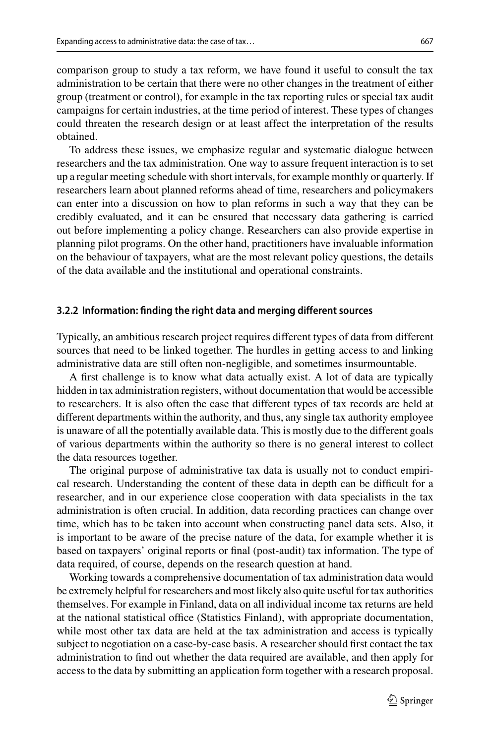comparison group to study a tax reform, we have found it useful to consult the tax administration to be certain that there were no other changes in the treatment of either group (treatment or control), for example in the tax reporting rules or special tax audit campaigns for certain industries, at the time period of interest. These types of changes could threaten the research design or at least affect the interpretation of the results obtained.

To address these issues, we emphasize regular and systematic dialogue between researchers and the tax administration. One way to assure frequent interaction is to set up a regular meeting schedule with short intervals, for example monthly or quarterly. If researchers learn about planned reforms ahead of time, researchers and policymakers can enter into a discussion on how to plan reforms in such a way that they can be credibly evaluated, and it can be ensured that necessary data gathering is carried out before implementing a policy change. Researchers can also provide expertise in planning pilot programs. On the other hand, practitioners have invaluable information on the behaviour of taxpayers, what are the most relevant policy questions, the details of the data available and the institutional and operational constraints.

#### 3.2.2 Information: finding the right data and merging different sources

Typically, an ambitious research project requires different types of data from different sources that need to be linked together. The hurdles in getting access to and linking administrative data are still often non-negligible, and sometimes insurmountable.

A first challenge is to know what data actually exist. A lot of data are typically hidden in tax administration registers, without documentation that would be accessible to researchers. It is also often the case that different types of tax records are held at different departments within the authority, and thus, any single tax authority employee is unaware of all the potentially available data. This is mostly due to the different goals of various departments within the authority so there is no general interest to collect the data resources together.

The original purpose of administrative tax data is usually not to conduct empirical research. Understanding the content of these data in depth can be difficult for a researcher, and in our experience close cooperation with data specialists in the tax administration is often crucial. In addition, data recording practices can change over time, which has to be taken into account when constructing panel data sets. Also, it is important to be aware of the precise nature of the data, for example whether it is based on taxpayers' original reports or final (post-audit) tax information. The type of data required, of course, depends on the research question at hand.

Working towards a comprehensive documentation of tax administration data would be extremely helpful for researchers and most likely also quite useful for tax authorities themselves. For example in Finland, data on all individual income tax returns are held at the national statistical office (Statistics Finland), with appropriate documentation, while most other tax data are held at the tax administration and access is typically subject to negotiation on a case-by-case basis. A researcher should first contact the tax administration to find out whether the data required are available, and then apply for access to the data by submitting an application form together with a research proposal.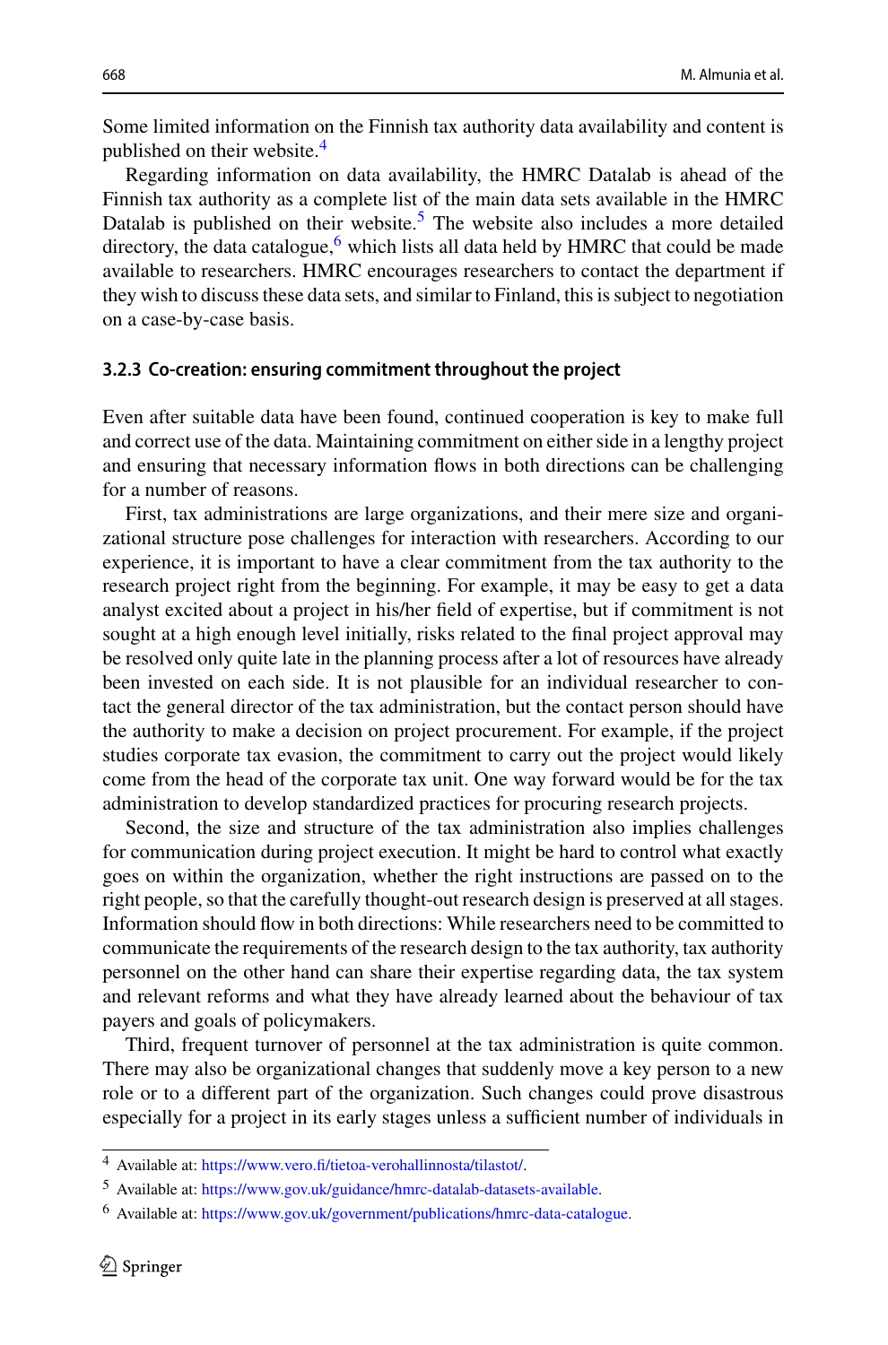Some limited information on the Finnish tax authority data availability and content is published on their website.[4]

Regarding information on data availability, the HMRC Datalab is ahead of the Finnish tax authority as a complete list of the main data sets available in the HMRC Datalab is published on their website.[5] The website also includes a more detailed directory, the data catalogue,[6] which lists all data held by HMRC that could be made available to researchers. HMRC encourages researchers to contact the department if they wish to discuss these data sets, and similar to Finland, this is subject to negotiation on a case-by-case basis.

#### 3.2.3 Co-creation: ensuring commitment throughout the project

Even after suitable data have been found, continued cooperation is key to make full and correct use of the data. Maintaining commitment on either side in a lengthy project and ensuring that necessary information flows in both directions can be challenging for a number of reasons.

First, tax administrations are large organizations, and their mere size and organizational structure pose challenges for interaction with researchers. According to our experience, it is important to have a clear commitment from the tax authority to the research project right from the beginning. For example, it may be easy to get a data analyst excited about a project in his/her field of expertise, but if commitment is not sought at a high enough level initially, risks related to the final project approval may be resolved only quite late in the planning process after a lot of resources have already been invested on each side. It is not plausible for an individual researcher to contact the general director of the tax administration, but the contact person should have the authority to make a decision on project procurement. For example, if the project studies corporate tax evasion, the commitment to carry out the project would likely come from the head of the corporate tax unit. One way forward would be for the tax administration to develop standardized practices for procuring research projects.

Second, the size and structure of the tax administration also implies challenges for communication during project execution. It might be hard to control what exactly goes on within the organization, whether the right instructions are passed on to the right people, so that the carefully thought-out research design is preserved at all stages. Information should flow in both directions: While researchers need to be committed to communicate the requirements of the research design to the tax authority, tax authority personnel on the other hand can share their expertise regarding data, the tax system and relevant reforms and what they have already learned about the behaviour of tax payers and goals of policymakers.

Third, frequent turnover of personnel at the tax administration is quite common. There may also be organizational changes that suddenly move a key person to a new role or to a different part of the organization. Such changes could prove disastrous especially for a project in its early stages unless a sufficient number of individuals in

---

[4] Available at: https://www.vero.fi/tietoa-verohallinnosta/tilastot/.

[5] Available at: https://www.gov.uk/guidance/hmrc-datalab-datasets-available.

[6] Available at: https://www.gov.uk/government/publications/hmrc-data-catalogue.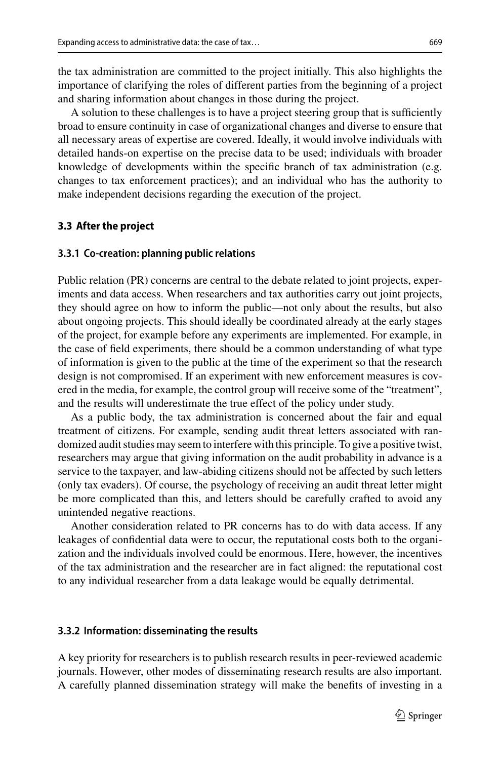the tax administration are committed to the project initially. This also highlights the importance of clarifying the roles of different parties from the beginning of a project and sharing information about changes in those during the project.

A solution to these challenges is to have a project steering group that is sufficiently broad to ensure continuity in case of organizational changes and diverse to ensure that all necessary areas of expertise are covered. Ideally, it would involve individuals with detailed hands-on expertise on the precise data to be used; individuals with broader knowledge of developments within the specific branch of tax administration (e.g. changes to tax enforcement practices); and an individual who has the authority to make independent decisions regarding the execution of the project.

### 3.3 After the project

#### 3.3.1 Co-creation: planning public relations

Public relation (PR) concerns are central to the debate related to joint projects, experiments and data access. When researchers and tax authorities carry out joint projects, they should agree on how to inform the public—not only about the results, but also about ongoing projects. This should ideally be coordinated already at the early stages of the project, for example before any experiments are implemented. For example, in the case of field experiments, there should be a common understanding of what type of information is given to the public at the time of the experiment so that the research design is not compromised. If an experiment with new enforcement measures is covered in the media, for example, the control group will receive some of the "treatment", and the results will underestimate the true effect of the policy under study.

As a public body, the tax administration is concerned about the fair and equal treatment of citizens. For example, sending audit threat letters associated with randomized audit studies may seem to interfere with this principle. To give a positive twist, researchers may argue that giving information on the audit probability in advance is a service to the taxpayer, and law-abiding citizens should not be affected by such letters (only tax evaders). Of course, the psychology of receiving an audit threat letter might be more complicated than this, and letters should be carefully crafted to avoid any unintended negative reactions.

Another consideration related to PR concerns has to do with data access. If any leakages of confidential data were to occur, the reputational costs both to the organization and the individuals involved could be enormous. Here, however, the incentives of the tax administration and the researcher are in fact aligned: the reputational cost to any individual researcher from a data leakage would be equally detrimental.

#### 3.3.2 Information: disseminating the results

A key priority for researchers is to publish research results in peer-reviewed academic journals. However, other modes of disseminating research results are also important. A carefully planned dissemination strategy will make the benefits of investing in a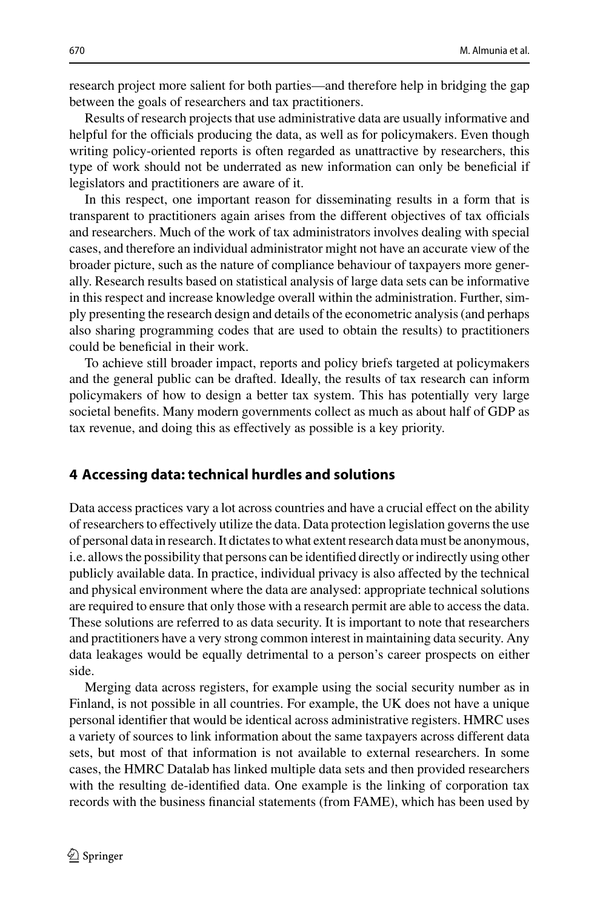research project more salient for both parties—and therefore help in bridging the gap between the goals of researchers and tax practitioners.

Results of research projects that use administrative data are usually informative and helpful for the officials producing the data, as well as for policymakers. Even though writing policy-oriented reports is often regarded as unattractive by researchers, this type of work should not be underrated as new information can only be beneficial if legislators and practitioners are aware of it.

In this respect, one important reason for disseminating results in a form that is transparent to practitioners again arises from the different objectives of tax officials and researchers. Much of the work of tax administrators involves dealing with special cases, and therefore an individual administrator might not have an accurate view of the broader picture, such as the nature of compliance behaviour of taxpayers more generally. Research results based on statistical analysis of large data sets can be informative in this respect and increase knowledge overall within the administration. Further, simply presenting the research design and details of the econometric analysis (and perhaps also sharing programming codes that are used to obtain the results) to practitioners could be beneficial in their work.

To achieve still broader impact, reports and policy briefs targeted at policymakers and the general public can be drafted. Ideally, the results of tax research can inform policymakers of how to design a better tax system. This has potentially very large societal benefits. Many modern governments collect as much as about half of GDP as tax revenue, and doing this as effectively as possible is a key priority.

## 4 Accessing data: technical hurdles and solutions

Data access practices vary a lot across countries and have a crucial effect on the ability of researchers to effectively utilize the data. Data protection legislation governs the use of personal data in research. It dictates to what extent research data must be anonymous, i.e. allows the possibility that persons can be identified directly or indirectly using other publicly available data. In practice, individual privacy is also affected by the technical and physical environment where the data are analysed: appropriate technical solutions are required to ensure that only those with a research permit are able to access the data. These solutions are referred to as data security. It is important to note that researchers and practitioners have a very strong common interest in maintaining data security. Any data leakages would be equally detrimental to a person's career prospects on either side.

Merging data across registers, for example using the social security number as in Finland, is not possible in all countries. For example, the UK does not have a unique personal identifier that would be identical across administrative registers. HMRC uses a variety of sources to link information about the same taxpayers across different data sets, but most of that information is not available to external researchers. In some cases, the HMRC Datalab has linked multiple data sets and then provided researchers with the resulting de-identified data. One example is the linking of corporation tax records with the business financial statements (from FAME), which has been used by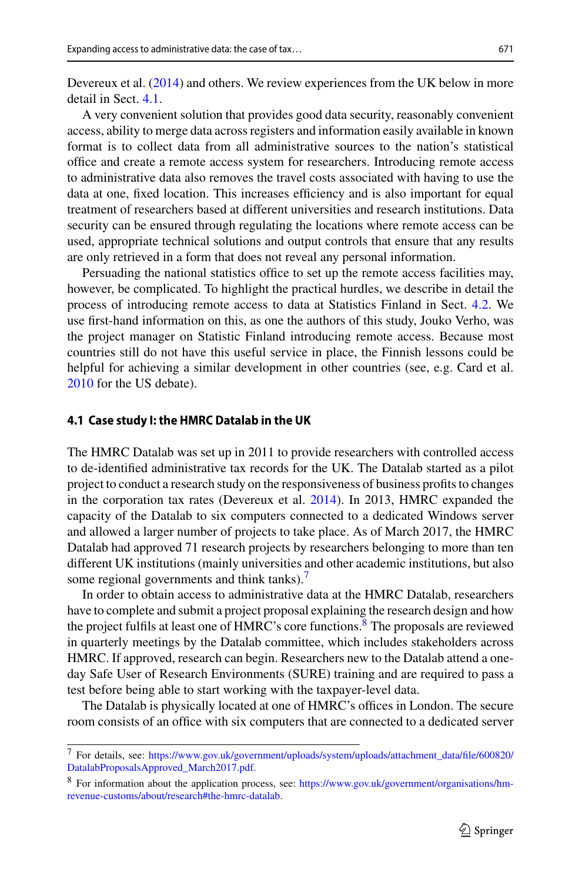Devereux et al. (2014) and others. We review experiences from the UK below in more detail in Sect. 4.1.

A very convenient solution that provides good data security, reasonably convenient access, ability to merge data across registers and information easily available in known format is to collect data from all administrative sources to the nation's statistical office and create a remote access system for researchers. Introducing remote access to administrative data also removes the travel costs associated with having to use the data at one, fixed location. This increases efficiency and is also important for equal treatment of researchers based at different universities and research institutions. Data security can be ensured through regulating the locations where remote access can be used, appropriate technical solutions and output controls that ensure that any results are only retrieved in a form that does not reveal any personal information.

Persuading the national statistics office to set up the remote access facilities may, however, be complicated. To highlight the practical hurdles, we describe in detail the process of introducing remote access to data at Statistics Finland in Sect. 4.2. We use first-hand information on this, as one the authors of this study, Jouko Verho, was the project manager on Statistic Finland introducing remote access. Because most countries still do not have this useful service in place, the Finnish lessons could be helpful for achieving a similar development in other countries (see, e.g. Card et al. 2010 for the US debate).

### 4.1 Case study I: the HMRC Datalab in the UK

The HMRC Datalab was set up in 2011 to provide researchers with controlled access to de-identified administrative tax records for the UK. The Datalab started as a pilot project to conduct a research study on the responsiveness of business profits to changes in the corporation tax rates (Devereux et al. 2014). In 2013, HMRC expanded the capacity of the Datalab to six computers connected to a dedicated Windows server and allowed a larger number of projects to take place. As of March 2017, the HMRC Datalab had approved 71 research projects by researchers belonging to more than ten different UK institutions (mainly universities and other academic institutions, but also some regional governments and think tanks).[7]

In order to obtain access to administrative data at the HMRC Datalab, researchers have to complete and submit a project proposal explaining the research design and how the project fulfils at least one of HMRC's core functions.[8] The proposals are reviewed in quarterly meetings by the Datalab committee, which includes stakeholders across HMRC. If approved, research can begin. Researchers new to the Datalab attend a one-day Safe User of Research Environments (SURE) training and are required to pass a test before being able to start working with the taxpayer-level data.

The Datalab is physically located at one of HMRC's offices in London. The secure room consists of an office with six computers that are connected to a dedicated server

---

[7] For details, see: https://www.gov.uk/government/uploads/system/uploads/attachment_data/file/600820/DatalabProposalsApproved_March2017.pdf.

[8] For information about the application process, see: https://www.gov.uk/government/organisations/hm-revenue-customs/about/research#the-hmrc-datalab.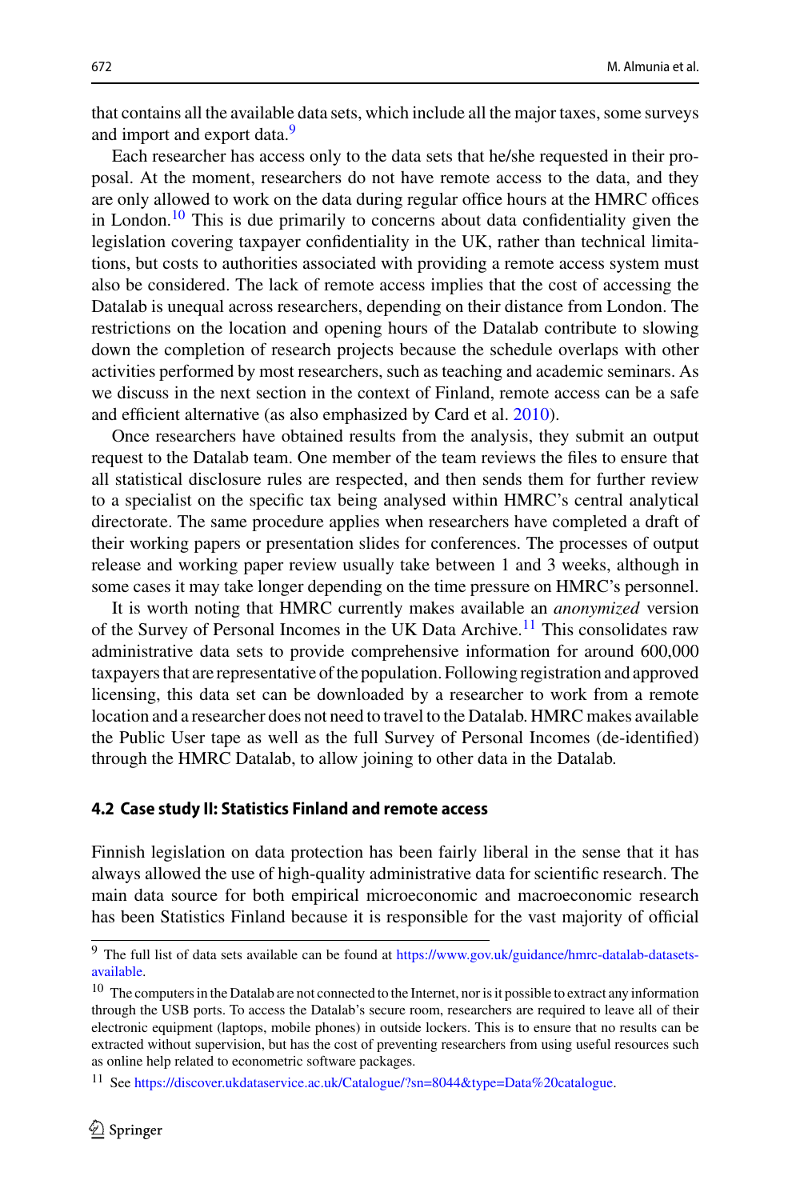that contains all the available data sets, which include all the major taxes, some surveys and import and export data.[9]

Each researcher has access only to the data sets that he/she requested in their proposal. At the moment, researchers do not have remote access to the data, and they are only allowed to work on the data during regular office hours at the HMRC offices in London.[10] This is due primarily to concerns about data confidentiality given the legislation covering taxpayer confidentiality in the UK, rather than technical limitations, but costs to authorities associated with providing a remote access system must also be considered. The lack of remote access implies that the cost of accessing the Datalab is unequal across researchers, depending on their distance from London. The restrictions on the location and opening hours of the Datalab contribute to slowing down the completion of research projects because the schedule overlaps with other activities performed by most researchers, such as teaching and academic seminars. As we discuss in the next section in the context of Finland, remote access can be a safe and efficient alternative (as also emphasized by Card et al. 2010).

Once researchers have obtained results from the analysis, they submit an output request to the Datalab team. One member of the team reviews the files to ensure that all statistical disclosure rules are respected, and then sends them for further review to a specialist on the specific tax being analysed within HMRC's central analytical directorate. The same procedure applies when researchers have completed a draft of their working papers or presentation slides for conferences. The processes of output release and working paper review usually take between 1 and 3 weeks, although in some cases it may take longer depending on the time pressure on HMRC's personnel.

It is worth noting that HMRC currently makes available an *anonymized* version of the Survey of Personal Incomes in the UK Data Archive.[11] This consolidates raw administrative data sets to provide comprehensive information for around 600,000 taxpayers that are representative of the population. Following registration and approved licensing, this data set can be downloaded by a researcher to work from a remote location and a researcher does not need to travel to the Datalab. HMRC makes available the Public User tape as well as the full Survey of Personal Incomes (de-identified) through the HMRC Datalab, to allow joining to other data in the Datalab.

### 4.2 Case study II: Statistics Finland and remote access

Finnish legislation on data protection has been fairly liberal in the sense that it has always allowed the use of high-quality administrative data for scientific research. The main data source for both empirical microeconomic and macroeconomic research has been Statistics Finland because it is responsible for the vast majority of official

---

[9] The full list of data sets available can be found at https://www.gov.uk/guidance/hmrc-datalab-datasets-available.

[10] The computers in the Datalab are not connected to the Internet, nor is it possible to extract any information through the USB ports. To access the Datalab's secure room, researchers are required to leave all of their electronic equipment (laptops, mobile phones) in outside lockers. This is to ensure that no results can be extracted without supervision, but has the cost of preventing researchers from using useful resources such as online help related to econometric software packages.

[11] See https://discover.ukdataservice.ac.uk/Catalogue/?sn=8044&type=Data%20catalogue.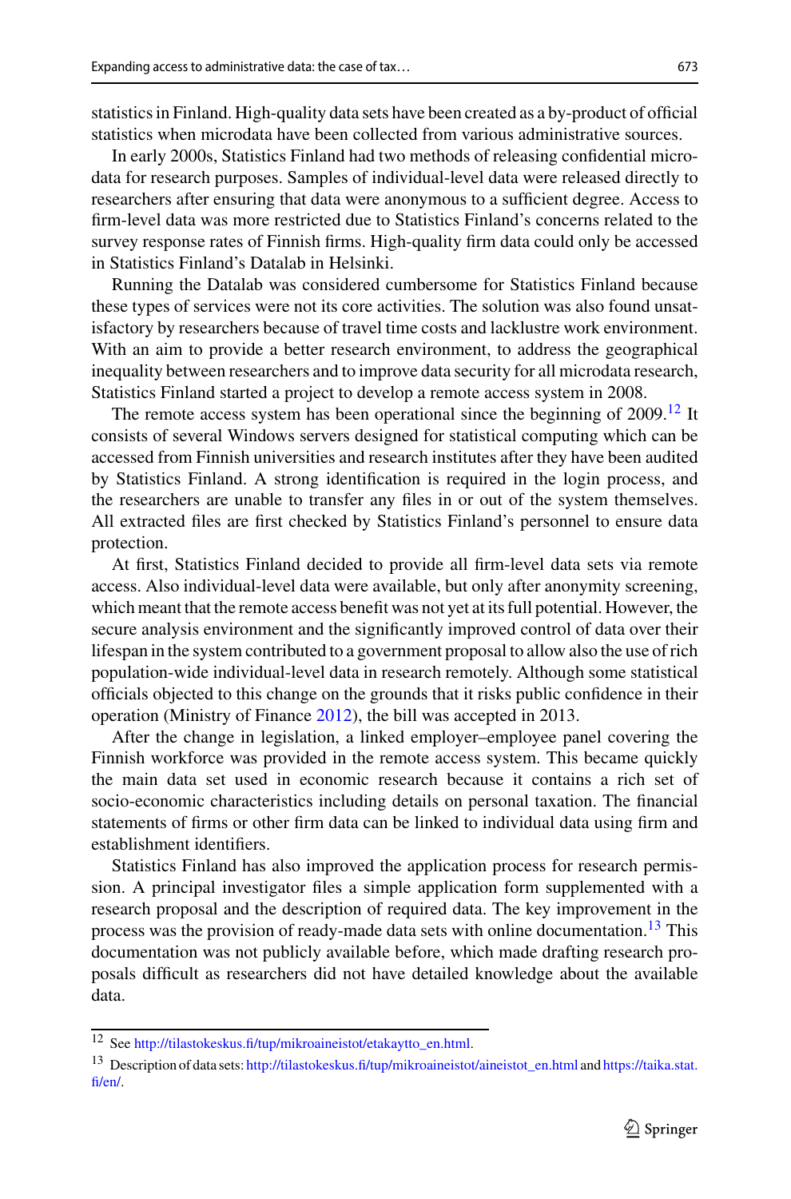statistics in Finland. High-quality data sets have been created as a by-product of official statistics when microdata have been collected from various administrative sources.

In early 2000s, Statistics Finland had two methods of releasing confidential microdata for research purposes. Samples of individual-level data were released directly to researchers after ensuring that data were anonymous to a sufficient degree. Access to firm-level data was more restricted due to Statistics Finland's concerns related to the survey response rates of Finnish firms. High-quality firm data could only be accessed in Statistics Finland's Datalab in Helsinki.

Running the Datalab was considered cumbersome for Statistics Finland because these types of services were not its core activities. The solution was also found unsatisfactory by researchers because of travel time costs and lacklustre work environment. With an aim to provide a better research environment, to address the geographical inequality between researchers and to improve data security for all microdata research, Statistics Finland started a project to develop a remote access system in 2008.

The remote access system has been operational since the beginning of 2009.[12] It consists of several Windows servers designed for statistical computing which can be accessed from Finnish universities and research institutes after they have been audited by Statistics Finland. A strong identification is required in the login process, and the researchers are unable to transfer any files in or out of the system themselves. All extracted files are first checked by Statistics Finland's personnel to ensure data protection.

At first, Statistics Finland decided to provide all firm-level data sets via remote access. Also individual-level data were available, but only after anonymity screening, which meant that the remote access benefit was not yet at its full potential. However, the secure analysis environment and the significantly improved control of data over their lifespan in the system contributed to a government proposal to allow also the use of rich population-wide individual-level data in research remotely. Although some statistical officials objected to this change on the grounds that it risks public confidence in their operation (Ministry of Finance 2012), the bill was accepted in 2013.

After the change in legislation, a linked employer–employee panel covering the Finnish workforce was provided in the remote access system. This became quickly the main data set used in economic research because it contains a rich set of socio-economic characteristics including details on personal taxation. The financial statements of firms or other firm data can be linked to individual data using firm and establishment identifiers.

Statistics Finland has also improved the application process for research permission. A principal investigator files a simple application form supplemented with a research proposal and the description of required data. The key improvement in the process was the provision of ready-made data sets with online documentation.[13] This documentation was not publicly available before, which made drafting research proposals difficult as researchers did not have detailed knowledge about the available data.

---

[12] See http://tilastokeskus.fi/tup/mikroaineistot/etakaytto_en.html.

[13] Description of data sets: http://tilastokeskus.fi/tup/mikroaineistot/aineistot_en.html and https://taika.stat.fi/en/.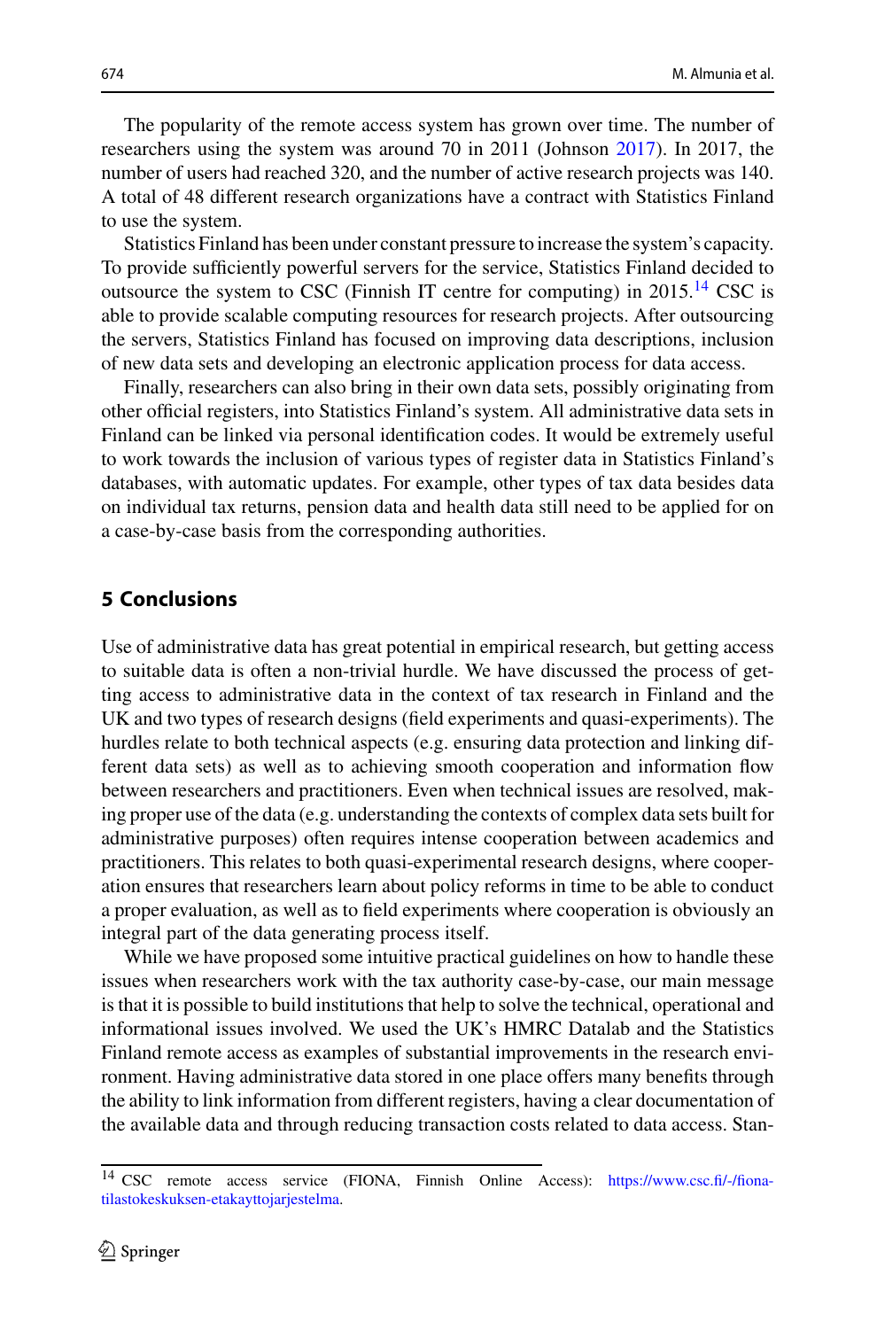The popularity of the remote access system has grown over time. The number of researchers using the system was around 70 in 2011 (Johnson 2017). In 2017, the number of users had reached 320, and the number of active research projects was 140. A total of 48 different research organizations have a contract with Statistics Finland to use the system.

Statistics Finland has been under constant pressure to increase the system's capacity. To provide sufficiently powerful servers for the service, Statistics Finland decided to outsource the system to CSC (Finnish IT centre for computing) in 2015.[14] CSC is able to provide scalable computing resources for research projects. After outsourcing the servers, Statistics Finland has focused on improving data descriptions, inclusion of new data sets and developing an electronic application process for data access.

Finally, researchers can also bring in their own data sets, possibly originating from other official registers, into Statistics Finland's system. All administrative data sets in Finland can be linked via personal identification codes. It would be extremely useful to work towards the inclusion of various types of register data in Statistics Finland's databases, with automatic updates. For example, other types of tax data besides data on individual tax returns, pension data and health data still need to be applied for on a case-by-case basis from the corresponding authorities.

## 5 Conclusions

Use of administrative data has great potential in empirical research, but getting access to suitable data is often a non-trivial hurdle. We have discussed the process of getting access to administrative data in the context of tax research in Finland and the UK and two types of research designs (field experiments and quasi-experiments). The hurdles relate to both technical aspects (e.g. ensuring data protection and linking different data sets) as well as to achieving smooth cooperation and information flow between researchers and practitioners. Even when technical issues are resolved, making proper use of the data (e.g. understanding the contexts of complex data sets built for administrative purposes) often requires intense cooperation between academics and practitioners. This relates to both quasi-experimental research designs, where cooperation ensures that researchers learn about policy reforms in time to be able to conduct a proper evaluation, as well as to field experiments where cooperation is obviously an integral part of the data generating process itself.

While we have proposed some intuitive practical guidelines on how to handle these issues when researchers work with the tax authority case-by-case, our main message is that it is possible to build institutions that help to solve the technical, operational and informational issues involved. We used the UK's HMRC Datalab and the Statistics Finland remote access as examples of substantial improvements in the research environment. Having administrative data stored in one place offers many benefits through the ability to link information from different registers, having a clear documentation of the available data and through reducing transaction costs related to data access. Stan-

[14] CSC remote access service (FIONA, Finnish Online Access): https://www.csc.fi/-/fiona-tilastokeskuksen-etakayttojarjestelma.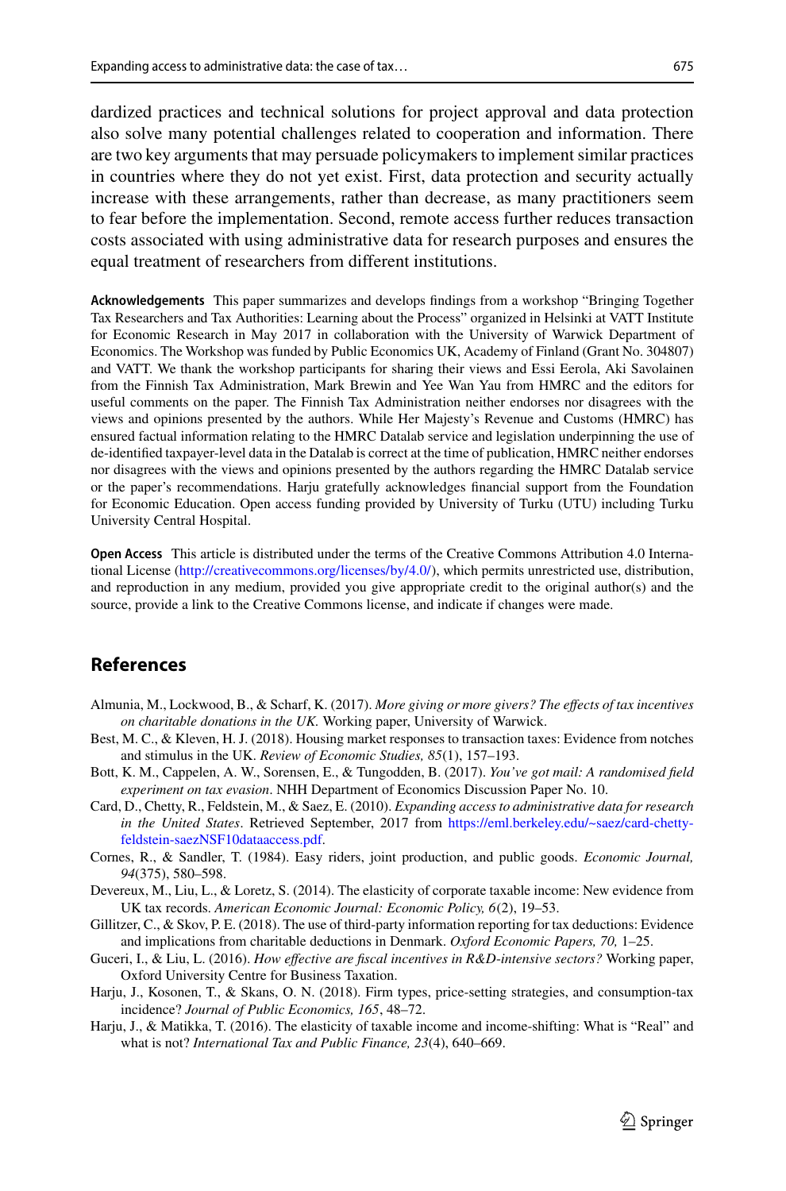dardized practices and technical solutions for project approval and data protection also solve many potential challenges related to cooperation and information. There are two key arguments that may persuade policymakers to implement similar practices in countries where they do not yet exist. First, data protection and security actually increase with these arrangements, rather than decrease, as many practitioners seem to fear before the implementation. Second, remote access further reduces transaction costs associated with using administrative data for research purposes and ensures the equal treatment of researchers from different institutions.

**Acknowledgements** This paper summarizes and develops findings from a workshop "Bringing Together Tax Researchers and Tax Authorities: Learning about the Process" organized in Helsinki at VATT Institute for Economic Research in May 2017 in collaboration with the University of Warwick Department of Economics. The Workshop was funded by Public Economics UK, Academy of Finland (Grant No. 304807) and VATT. We thank the workshop participants for sharing their views and Essi Eerola, Aki Savolainen from the Finnish Tax Administration, Mark Brewin and Yee Wan Yau from HMRC and the editors for useful comments on the paper. The Finnish Tax Administration neither endorses nor disagrees with the views and opinions presented by the authors. While Her Majesty's Revenue and Customs (HMRC) has ensured factual information relating to the HMRC Datalab service and legislation underpinning the use of de-identified taxpayer-level data in the Datalab is correct at the time of publication, HMRC neither endorses nor disagrees with the views and opinions presented by the authors regarding the HMRC Datalab service or the paper's recommendations. Harju gratefully acknowledges financial support from the Foundation for Economic Education. Open access funding provided by University of Turku (UTU) including Turku University Central Hospital.

**Open Access** This article is distributed under the terms of the Creative Commons Attribution 4.0 International License (http://creativecommons.org/licenses/by/4.0/), which permits unrestricted use, distribution, and reproduction in any medium, provided you give appropriate credit to the original author(s) and the source, provide a link to the Creative Commons license, and indicate if changes were made.

## References

Almunia, M., Lockwood, B., & Scharf, K. (2017). *More giving or more givers? The effects of tax incentives on charitable donations in the UK.* Working paper, University of Warwick.

Best, M. C., & Kleven, H. J. (2018). Housing market responses to transaction taxes: Evidence from notches and stimulus in the UK. *Review of Economic Studies, 85*(1), 157–193.

Bott, K. M., Cappelen, A. W., Sorensen, E., & Tungodden, B. (2017). *You've got mail: A randomised field experiment on tax evasion*. NHH Department of Economics Discussion Paper No. 10.

Card, D., Chetty, R., Feldstein, M., & Saez, E. (2010). *Expanding access to administrative data for research in the United States*. Retrieved September, 2017 from https://eml.berkeley.edu/~saez/card-chetty-feldstein-saezNSF10dataaccess.pdf.

Cornes, R., & Sandler, T. (1984). Easy riders, joint production, and public goods. *Economic Journal, 94*(375), 580–598.

Devereux, M., Liu, L., & Loretz, S. (2014). The elasticity of corporate taxable income: New evidence from UK tax records. *American Economic Journal: Economic Policy, 6*(2), 19–53.

Gillitzer, C., & Skov, P. E. (2018). The use of third-party information reporting for tax deductions: Evidence and implications from charitable deductions in Denmark. *Oxford Economic Papers, 70,* 1–25.

Guceri, I., & Liu, L. (2016). *How effective are fiscal incentives in R&D-intensive sectors?* Working paper, Oxford University Centre for Business Taxation.

Harju, J., Kosonen, T., & Skans, O. N. (2018). Firm types, price-setting strategies, and consumption-tax incidence? *Journal of Public Economics, 165*, 48–72.

Harju, J., & Matikka, T. (2016). The elasticity of taxable income and income-shifting: What is "Real" and what is not? *International Tax and Public Finance, 23*(4), 640–669.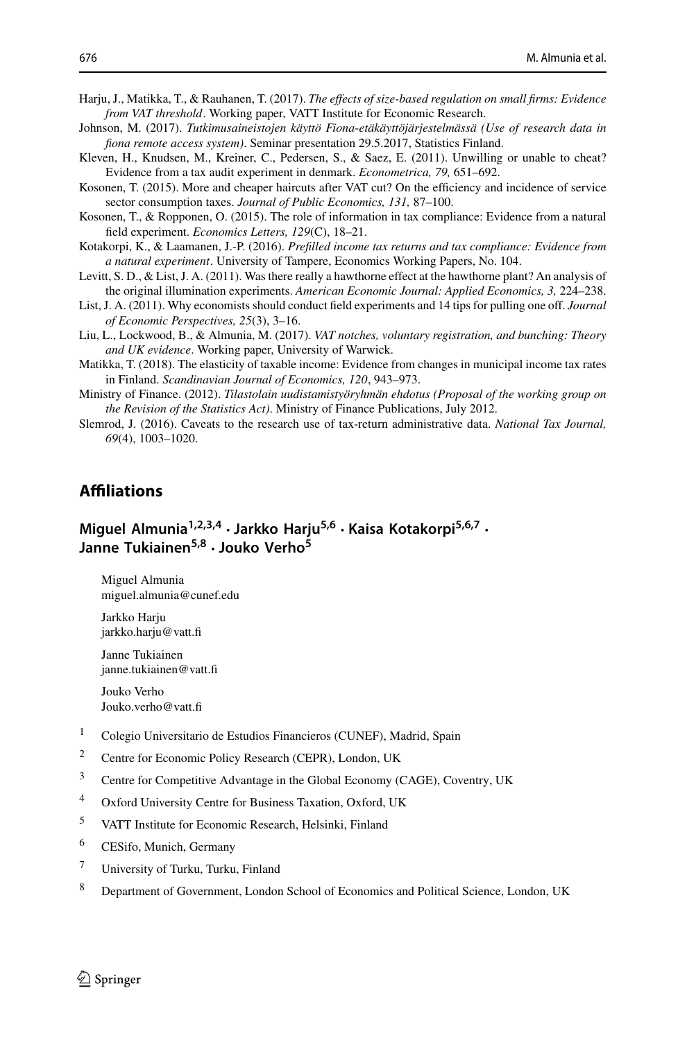Harju, J., Matikka, T., & Rauhanen, T. (2017). *The effects of size-based regulation on small firms: Evidence from VAT threshold*. Working paper, VATT Institute for Economic Research.

Johnson, M. (2017). *Tutkimusaineistojen käyttö Fiona-etäkäyttöjärjestelmässä (Use of research data in fiona remote access system)*. Seminar presentation 29.5.2017, Statistics Finland.

Kleven, H., Knudsen, M., Kreiner, C., Pedersen, S., & Saez, E. (2011). Unwilling or unable to cheat? Evidence from a tax audit experiment in denmark. *Econometrica, 79,* 651–692.

Kosonen, T. (2015). More and cheaper haircuts after VAT cut? On the efficiency and incidence of service sector consumption taxes. *Journal of Public Economics, 131,* 87–100.

Kosonen, T., & Ropponen, O. (2015). The role of information in tax compliance: Evidence from a natural field experiment. *Economics Letters, 129*(C), 18–21.

Kotakorpi, K., & Laamanen, J.-P. (2016). *Prefilled income tax returns and tax compliance: Evidence from a natural experiment*. University of Tampere, Economics Working Papers, No. 104.

Levitt, S. D., & List, J. A. (2011). Was there really a hawthorne effect at the hawthorne plant? An analysis of the original illumination experiments. *American Economic Journal: Applied Economics, 3,* 224–238.

List, J. A. (2011). Why economists should conduct field experiments and 14 tips for pulling one off. *Journal of Economic Perspectives, 25*(3), 3–16.

Liu, L., Lockwood, B., & Almunia, M. (2017). *VAT notches, voluntary registration, and bunching: Theory and UK evidence*. Working paper, University of Warwick.

Matikka, T. (2018). The elasticity of taxable income: Evidence from changes in municipal income tax rates in Finland. *Scandinavian Journal of Economics, 120*, 943–973.

Ministry of Finance. (2012). *Tilastolain uudistamistyöryhmän ehdotus (Proposal of the working group on the Revision of the Statistics Act)*. Ministry of Finance Publications, July 2012.

Slemrod, J. (2016). Caveats to the research use of tax-return administrative data. *National Tax Journal, 69*(4), 1003–1020.

## Affiliations

**Miguel Almunia[1,2,3,4] · Jarkko Harju[5,6] · Kaisa Kotakorpi[5,6,7] · Janne Tukiainen[5,8] · Jouko Verho[5]**

Miguel Almunia
miguel.almunia@cunef.edu

Jarkko Harju
jarkko.harju@vatt.fi

Janne Tukiainen
janne.tukiainen@vatt.fi

Jouko Verho
Jouko.verho@vatt.fi

1 Colegio Universitario de Estudios Financieros (CUNEF), Madrid, Spain

2 Centre for Economic Policy Research (CEPR), London, UK

3 Centre for Competitive Advantage in the Global Economy (CAGE), Coventry, UK

4 Oxford University Centre for Business Taxation, Oxford, UK

5 VATT Institute for Economic Research, Helsinki, Finland

6 CESifo, Munich, Germany

7 University of Turku, Turku, Finland

8 Department of Government, London School of Economics and Political Science, London, UK